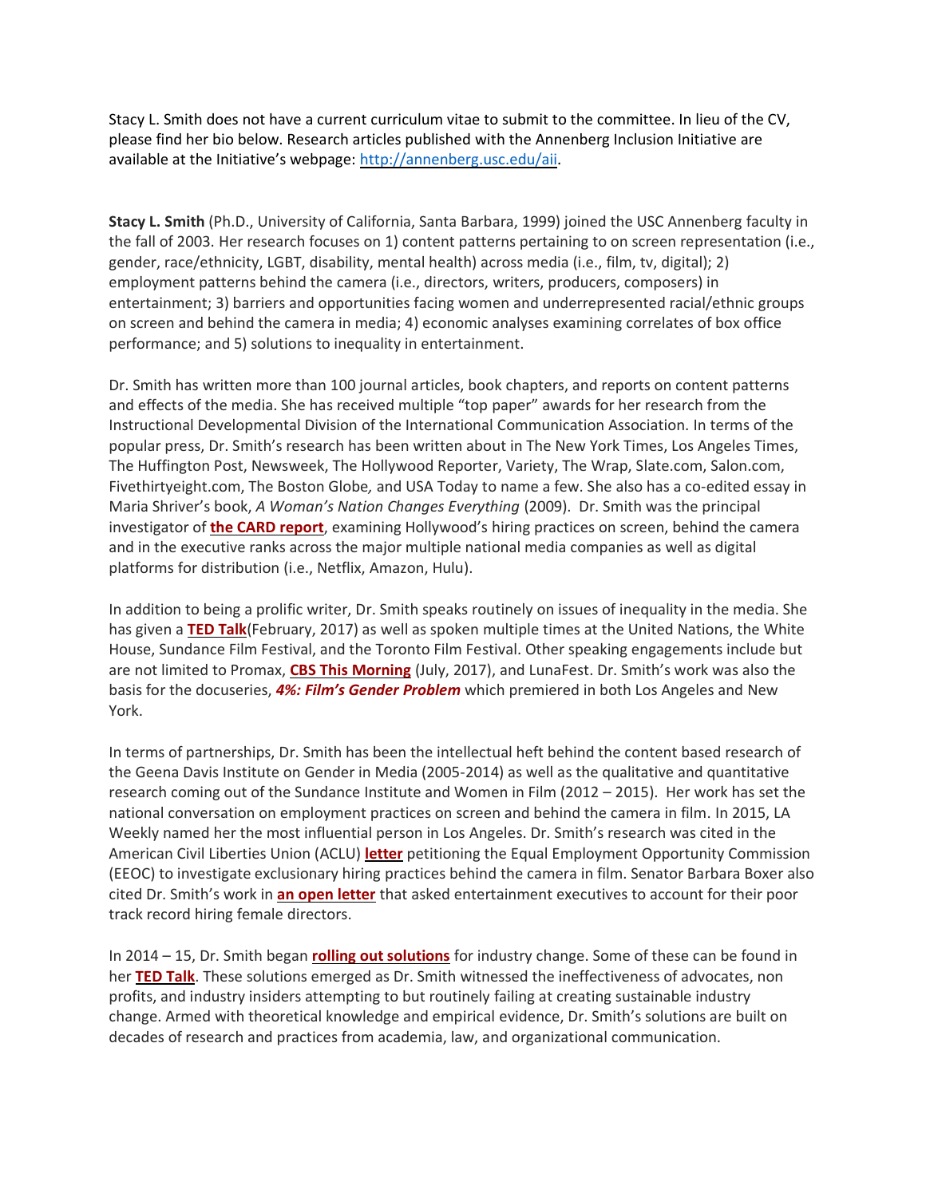Stacy L. Smith does not have a current curriculum vitae to submit to the committee. In lieu of the CV, please find her bio below. Research articles published with the Annenberg Inclusion Initiative are available at the Initiative's webpage: http://annenberg.usc.edu/aii.

**Stacy L. Smith** (Ph.D., University of California, Santa Barbara, 1999) joined the USC Annenberg faculty in the fall of 2003. Her research focuses on 1) content patterns pertaining to on screen representation (i.e., gender, race/ethnicity, LGBT, disability, mental health) across media (i.e., film, tv, digital); 2) employment patterns behind the camera (i.e., directors, writers, producers, composers) in entertainment; 3) barriers and opportunities facing women and underrepresented racial/ethnic groups on screen and behind the camera in media; 4) economic analyses examining correlates of box office performance; and 5) solutions to inequality in entertainment.

Dr. Smith has written more than 100 journal articles, book chapters, and reports on content patterns and effects of the media. She has received multiple "top paper" awards for her research from the Instructional Developmental Division of the International Communication Association. In terms of the popular press, Dr. Smith's research has been written about in The New York Times, Los Angeles Times, The Huffington Post, Newsweek, The Hollywood Reporter, Variety, The Wrap, Slate.com, Salon.com, Fivethirtyeight.com, The Boston Globe, and USA Today to name a few. She also has a co-edited essay in Maria Shriver's book, *A Woman's Nation Changes Everything* (2009). Dr. Smith was the principal investigator of **the CARD report**, examining Hollywood's hiring practices on screen, behind the camera and in the executive ranks across the major multiple national media companies as well as digital platforms for distribution (i.e., Netflix, Amazon, Hulu).

In addition to being a prolific writer, Dr. Smith speaks routinely on issues of inequality in the media. She has given a **TED Talk**(February, 2017) as well as spoken multiple times at the United Nations, the White House, Sundance Film Festival, and the Toronto Film Festival. Other speaking engagements include but are not limited to Promax, **CBS This Morning** (July, 2017), and LunaFest. Dr. Smith's work was also the basis for the docuseries, ***4%: Film's Gender Problem*** which premiered in both Los Angeles and New York.

In terms of partnerships, Dr. Smith has been the intellectual heft behind the content based research of the Geena Davis Institute on Gender in Media (2005-2014) as well as the qualitative and quantitative research coming out of the Sundance Institute and Women in Film (2012 – 2015). Her work has set the national conversation on employment practices on screen and behind the camera in film. In 2015, LA Weekly named her the most influential person in Los Angeles. Dr. Smith's research was cited in the American Civil Liberties Union (ACLU) **letter** petitioning the Equal Employment Opportunity Commission (EEOC) to investigate exclusionary hiring practices behind the camera in film. Senator Barbara Boxer also cited Dr. Smith's work in **an open letter** that asked entertainment executives to account for their poor track record hiring female directors.

In 2014 – 15, Dr. Smith began **rolling out solutions** for industry change. Some of these can be found in her **TED Talk**. These solutions emerged as Dr. Smith witnessed the ineffectiveness of advocates, non profits, and industry insiders attempting to but routinely failing at creating sustainable industry change. Armed with theoretical knowledge and empirical evidence, Dr. Smith's solutions are built on decades of research and practices from academia, law, and organizational communication.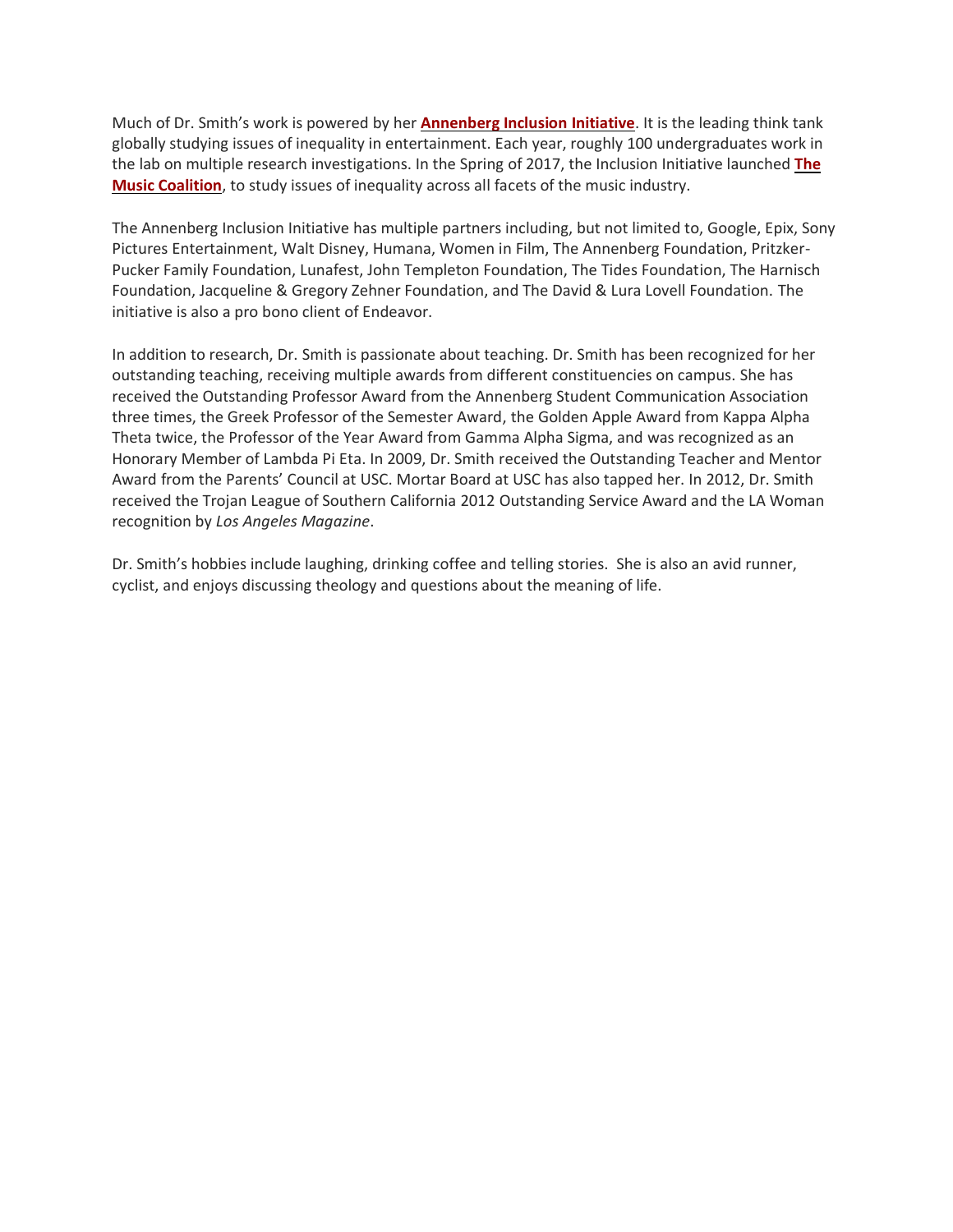Much of Dr. Smith's work is powered by her **Annenberg Inclusion Initiative**. It is the leading think tank globally studying issues of inequality in entertainment. Each year, roughly 100 undergraduates work in the lab on multiple research investigations. In the Spring of 2017, the Inclusion Initiative launched **The Music Coalition**, to study issues of inequality across all facets of the music industry.

The Annenberg Inclusion Initiative has multiple partners including, but not limited to, Google, Epix, Sony Pictures Entertainment, Walt Disney, Humana, Women in Film, The Annenberg Foundation, Pritzker-Pucker Family Foundation, Lunafest, John Templeton Foundation, The Tides Foundation, The Harnisch Foundation, Jacqueline & Gregory Zehner Foundation, and The David & Lura Lovell Foundation. The initiative is also a pro bono client of Endeavor.

In addition to research, Dr. Smith is passionate about teaching. Dr. Smith has been recognized for her outstanding teaching, receiving multiple awards from different constituencies on campus. She has received the Outstanding Professor Award from the Annenberg Student Communication Association three times, the Greek Professor of the Semester Award, the Golden Apple Award from Kappa Alpha Theta twice, the Professor of the Year Award from Gamma Alpha Sigma, and was recognized as an Honorary Member of Lambda Pi Eta. In 2009, Dr. Smith received the Outstanding Teacher and Mentor Award from the Parents' Council at USC. Mortar Board at USC has also tapped her. In 2012, Dr. Smith received the Trojan League of Southern California 2012 Outstanding Service Award and the LA Woman recognition by *Los Angeles Magazine*.

Dr. Smith's hobbies include laughing, drinking coffee and telling stories. She is also an avid runner, cyclist, and enjoys discussing theology and questions about the meaning of life.